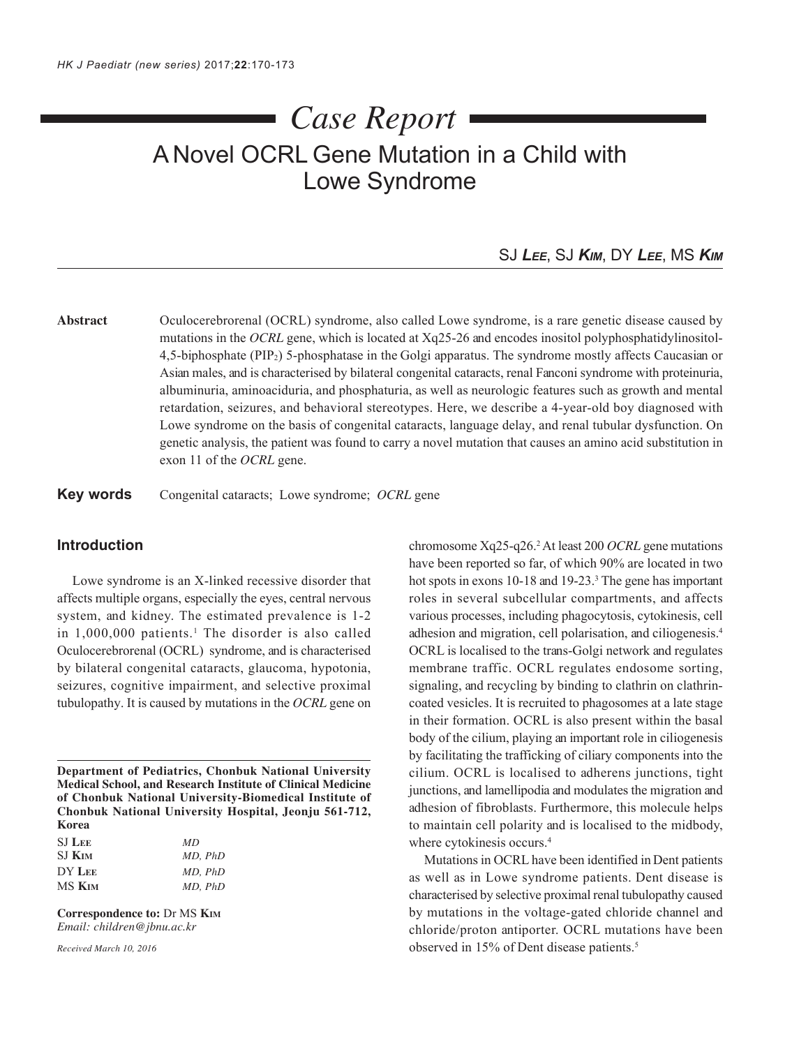# Case Report

## A Novel OCRL Gene Mutation in a Child with Lowe Syndrome

SJ **Lee**, SJ **Kim**, DY **Lee**, MS **Kim**

**Abstract** Oculocerebrorenal (OCRL) syndrome, also called Lowe syndrome, is a rare genetic disease caused by mutations in the *OCRL* gene, which is located at Xq25-26 and encodes inositol polyphosphatidylinositol-4,5-biphosphate ($PIP_2$) 5-phosphatase in the Golgi apparatus. The syndrome mostly affects Caucasian or Asian males, and is characterised by bilateral congenital cataracts, renal Fanconi syndrome with proteinuria, albuminuria, aminoaciduria, and phosphaturia, as well as neurologic features such as growth and mental retardation, seizures, and behavioral stereotypes. Here, we describe a 4-year-old boy diagnosed with Lowe syndrome on the basis of congenital cataracts, language delay, and renal tubular dysfunction. On genetic analysis, the patient was found to carry a novel mutation that causes an amino acid substitution in exon 11 of the *OCRL* gene.

**Key words** Congenital cataracts; Lowe syndrome; *OCRL* gene

## Introduction

Lowe syndrome is an X-linked recessive disorder that affects multiple organs, especially the eyes, central nervous system, and kidney. The estimated prevalence is 1-2 in 1,000,000 patients.[1] The disorder is also called Oculocerebrorenal (OCRL) syndrome, and is characterised by bilateral congenital cataracts, glaucoma, hypotonia, seizures, cognitive impairment, and selective proximal tubulopathy. It is caused by mutations in the *OCRL* gene on chromosome Xq25-q26.[2] At least 200 *OCRL* gene mutations have been reported so far, of which 90% are located in two hot spots in exons 10-18 and 19-23.[3] The gene has important roles in several subcellular compartments, and affects various processes, including phagocytosis, cytokinesis, cell adhesion and migration, cell polarisation, and ciliogenesis.[4] OCRL is localised to the trans-Golgi network and regulates membrane traffic. OCRL regulates endosome sorting, signaling, and recycling by binding to clathrin on clathrin-coated vesicles. It is recruited to phagosomes at a late stage in their formation. OCRL is also present within the basal body of the cilium, playing an important role in ciliogenesis by facilitating the trafficking of ciliary components into the cilium. OCRL is localised to adherens junctions, tight junctions, and lamellipodia and modulates the migration and adhesion of fibroblasts. Furthermore, this molecule helps to maintain cell polarity and is localised to the midbody, where cytokinesis occurs.[4]

Mutations in OCRL have been identified in Dent patients as well as in Lowe syndrome patients. Dent disease is characterised by selective proximal renal tubulopathy caused by mutations in the voltage-gated chloride channel and chloride/proton antiporter. OCRL mutations have been observed in 15% of Dent disease patients.[5]

---

**Department of Pediatrics, Chonbuk National University Medical School, and Research Institute of Clinical Medicine of Chonbuk National University-Biomedical Institute of Chonbuk National University Hospital, Jeonju 561-712, Korea**

| | |
|---|---|
| SJ **Lee** | *MD* |
| SJ **Kim** | *MD, PhD* |
| DY **Lee** | *MD, PhD* |
| MS **Kim** | *MD, PhD* |

**Correspondence to:** Dr MS **Kim**
*Email: children@jbnu.ac.kr*

*Received March 10, 2016*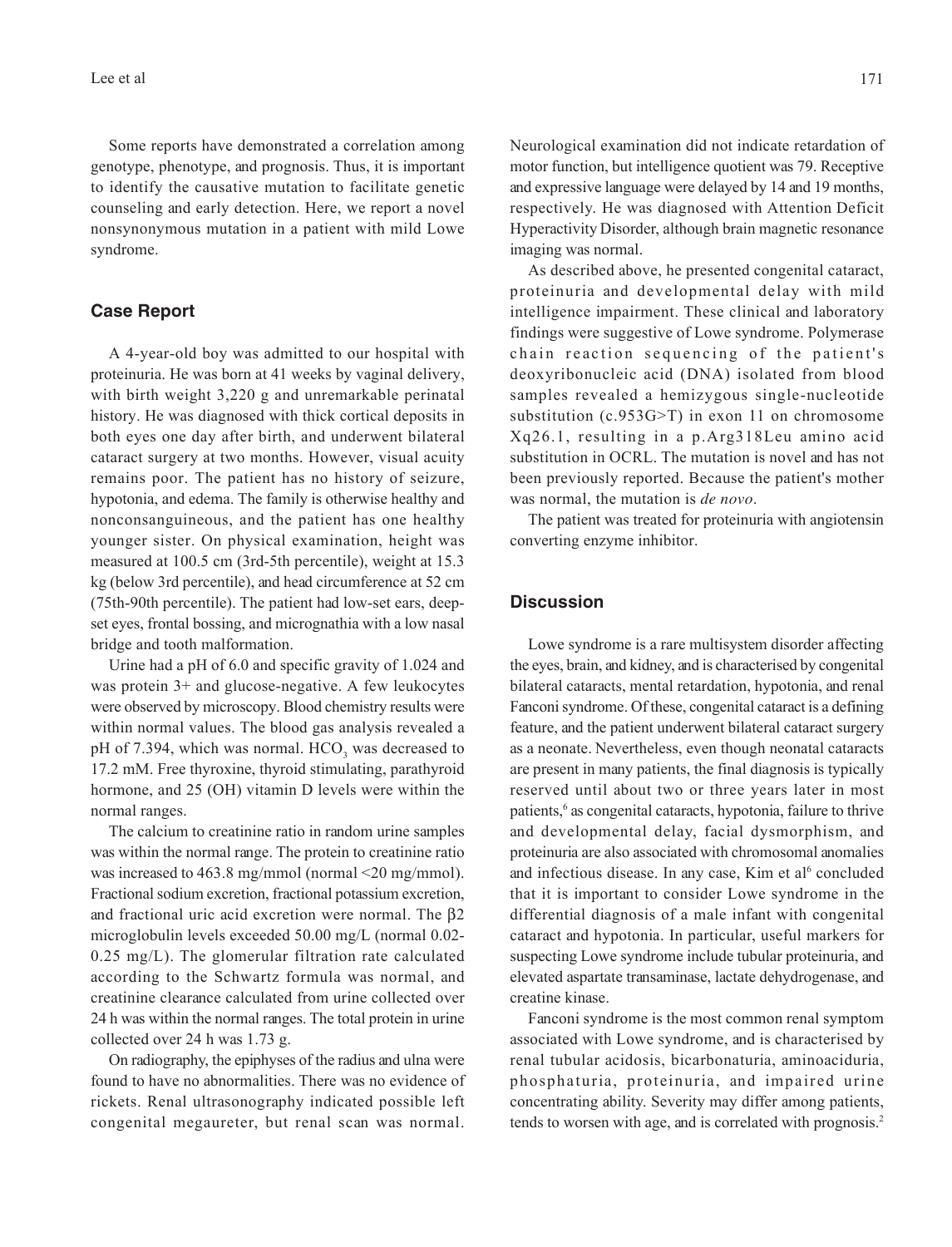Some reports have demonstrated a correlation among genotype, phenotype, and prognosis. Thus, it is important to identify the causative mutation to facilitate genetic counseling and early detection. Here, we report a novel nonsynonymous mutation in a patient with mild Lowe syndrome.

## Case Report

A 4-year-old boy was admitted to our hospital with proteinuria. He was born at 41 weeks by vaginal delivery, with birth weight 3,220 g and unremarkable perinatal history. He was diagnosed with thick cortical deposits in both eyes one day after birth, and underwent bilateral cataract surgery at two months. However, visual acuity remains poor. The patient has no history of seizure, hypotonia, and edema. The family is otherwise healthy and nonconsanguineous, and the patient has one healthy younger sister. On physical examination, height was measured at 100.5 cm (3rd-5th percentile), weight at 15.3 kg (below 3rd percentile), and head circumference at 52 cm (75th-90th percentile). The patient had low-set ears, deep-set eyes, frontal bossing, and micrognathia with a low nasal bridge and tooth malformation.

Urine had a pH of 6.0 and specific gravity of 1.024 and was protein 3+ and glucose-negative. A few leukocytes were observed by microscopy. Blood chemistry results were within normal values. The blood gas analysis revealed a pH of 7.394, which was normal. $HCO_3$ was decreased to 17.2 mM. Free thyroxine, thyroid stimulating, parathyroid hormone, and 25 (OH) vitamin D levels were within the normal ranges.

The calcium to creatinine ratio in random urine samples was within the normal range. The protein to creatinine ratio was increased to 463.8 mg/mmol (normal <20 mg/mmol). Fractional sodium excretion, fractional potassium excretion, and fractional uric acid excretion were normal. The $\beta 2$ microglobulin levels exceeded 50.00 mg/L (normal 0.02-0.25 mg/L). The glomerular filtration rate calculated according to the Schwartz formula was normal, and creatinine clearance calculated from urine collected over 24 h was within the normal ranges. The total protein in urine collected over 24 h was 1.73 g.

On radiography, the epiphyses of the radius and ulna were found to have no abnormalities. There was no evidence of rickets. Renal ultrasonography indicated possible left congenital megaureter, but renal scan was normal. Neurological examination did not indicate retardation of motor function, but intelligence quotient was 79. Receptive and expressive language were delayed by 14 and 19 months, respectively. He was diagnosed with Attention Deficit Hyperactivity Disorder, although brain magnetic resonance imaging was normal.

As described above, he presented congenital cataract, proteinuria and developmental delay with mild intelligence impairment. These clinical and laboratory findings were suggestive of Lowe syndrome. Polymerase chain reaction sequencing of the patient's deoxyribonucleic acid (DNA) isolated from blood samples revealed a hemizygous single-nucleotide substitution (c.953G>T) in exon 11 on chromosome Xq26.1, resulting in a p.Arg318Leu amino acid substitution in OCRL. The mutation is novel and has not been previously reported. Because the patient's mother was normal, the mutation is *de novo*.

The patient was treated for proteinuria with angiotensin converting enzyme inhibitor.

## Discussion

Lowe syndrome is a rare multisystem disorder affecting the eyes, brain, and kidney, and is characterised by congenital bilateral cataracts, mental retardation, hypotonia, and renal Fanconi syndrome. Of these, congenital cataract is a defining feature, and the patient underwent bilateral cataract surgery as a neonate. Nevertheless, even though neonatal cataracts are present in many patients, the final diagnosis is typically reserved until about two or three years later in most patients,[6] as congenital cataracts, hypotonia, failure to thrive and developmental delay, facial dysmorphism, and proteinuria are also associated with chromosomal anomalies and infectious disease. In any case, Kim et al[6] concluded that it is important to consider Lowe syndrome in the differential diagnosis of a male infant with congenital cataract and hypotonia. In particular, useful markers for suspecting Lowe syndrome include tubular proteinuria, and elevated aspartate transaminase, lactate dehydrogenase, and creatine kinase.

Fanconi syndrome is the most common renal symptom associated with Lowe syndrome, and is characterised by renal tubular acidosis, bicarbonaturia, aminoaciduria, phosphaturia, proteinuria, and impaired urine concentrating ability. Severity may differ among patients, tends to worsen with age, and is correlated with prognosis.[2]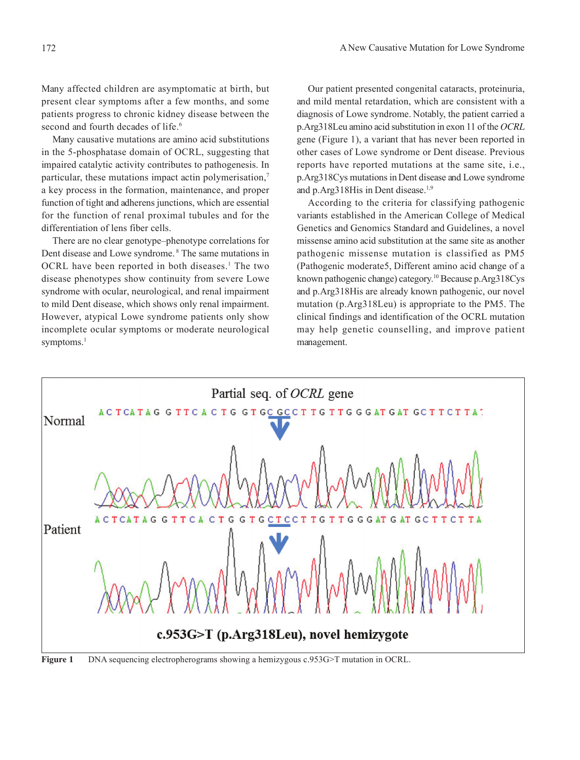Many affected children are asymptomatic at birth, but present clear symptoms after a few months, and some patients progress to chronic kidney disease between the second and fourth decades of life.[6]

Many causative mutations are amino acid substitutions in the 5-phosphatase domain of OCRL, suggesting that impaired catalytic activity contributes to pathogenesis. In particular, these mutations impact actin polymerisation,[7] a key process in the formation, maintenance, and proper function of tight and adherens junctions, which are essential for the function of renal proximal tubules and for the differentiation of lens fiber cells.

There are no clear genotype–phenotype correlations for Dent disease and Lowe syndrome.[8] The same mutations in OCRL have been reported in both diseases.[1] The two disease phenotypes show continuity from severe Lowe syndrome with ocular, neurological, and renal impairment to mild Dent disease, which shows only renal impairment. However, atypical Lowe syndrome patients only show incomplete ocular symptoms or moderate neurological symptoms.[1]

Our patient presented congenital cataracts, proteinuria, and mild mental retardation, which are consistent with a diagnosis of Lowe syndrome. Notably, the patient carried a p.Arg318Leu amino acid substitution in exon 11 of the *OCRL* gene (Figure 1), a variant that has never been reported in other cases of Lowe syndrome or Dent disease. Previous reports have reported mutations at the same site, i.e., p.Arg318Cys mutations in Dent disease and Lowe syndrome and p.Arg318His in Dent disease.[1,9]

According to the criteria for classifying pathogenic variants established in the American College of Medical Genetics and Genomics Standard and Guidelines, a novel missense amino acid substitution at the same site as another pathogenic missense mutation is classified as PM5 (Pathogenic moderate5, Different amino acid change of a known pathogenic change) category.[10] Because p.Arg318Cys and p.Arg318His are already known pathogenic, our novel mutation (p.Arg318Leu) is appropriate to the PM5. The clinical findings and identification of the OCRL mutation may help genetic counselling, and improve patient management.

Partial seq. of *OCRL* gene

Normal: ACTCATAG GTTCACTG GTGCGCCTTGTTGGGATGATGCTTCTTA

Patient: ACTCATAG GTTCA CTGGTGCTCCTTGTTGGGATGATGCTTCTTA

**c.953G>T (p.Arg318Leu), novel hemizygote**

**Figure 1** DNA sequencing electropherograms showing a hemizygous c.953G>T mutation in OCRL.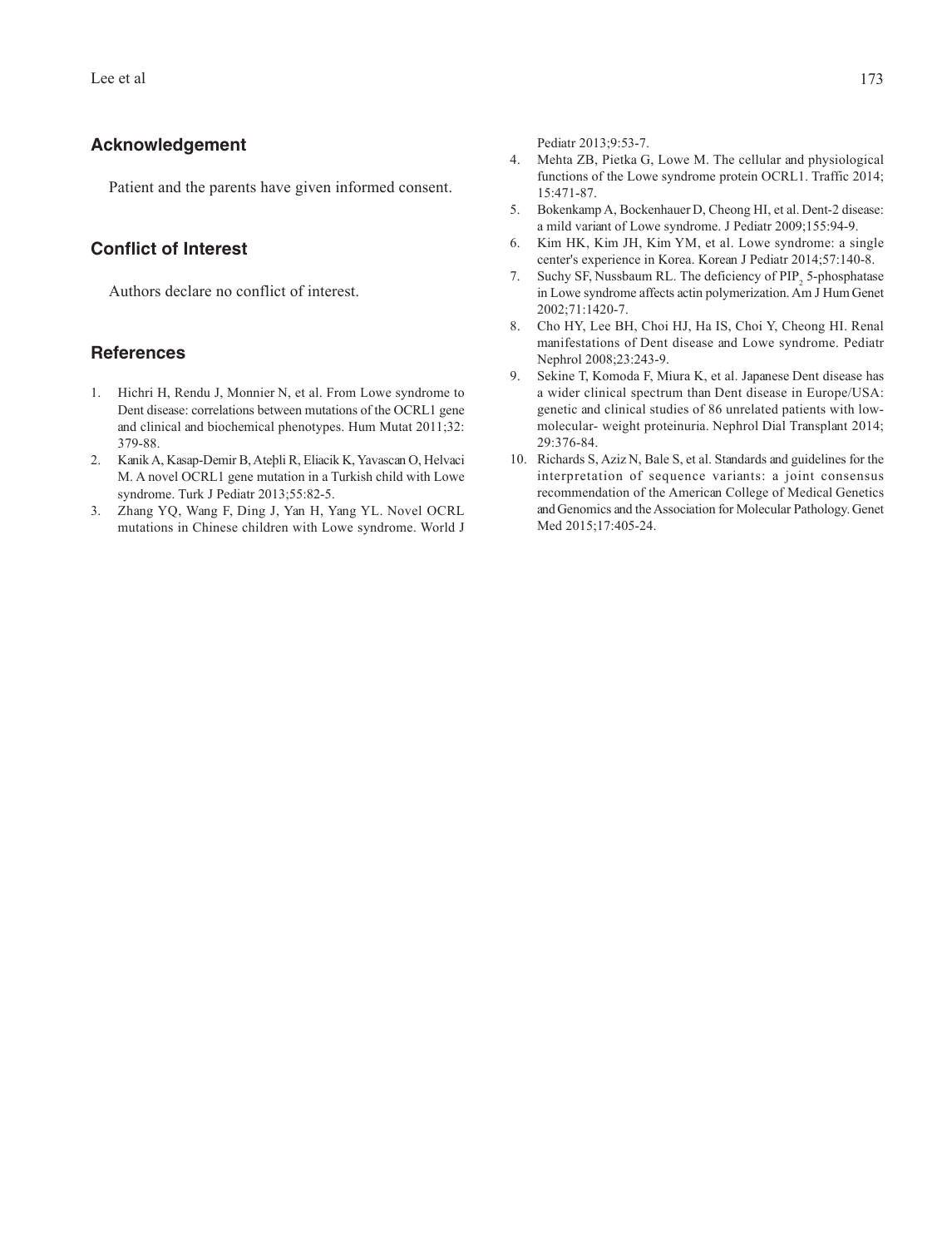## Acknowledgement

Patient and the parents have given informed consent.

## Conflict of Interest

Authors declare no conflict of interest.

## References

1. Hichri H, Rendu J, Monnier N, et al. From Lowe syndrome to Dent disease: correlations between mutations of the OCRL1 gene and clinical and biochemical phenotypes. Hum Mutat 2011;32: 379-88.
2. Kanik A, Kasap-Demir B, Ateþli R, Eliacik K, Yavascan O, Helvaci M. A novel OCRL1 gene mutation in a Turkish child with Lowe syndrome. Turk J Pediatr 2013;55:82-5.
3. Zhang YQ, Wang F, Ding J, Yan H, Yang YL. Novel OCRL mutations in Chinese children with Lowe syndrome. World J Pediatr 2013;9:53-7.
4. Mehta ZB, Pietka G, Lowe M. The cellular and physiological functions of the Lowe syndrome protein OCRL1. Traffic 2014; 15:471-87.
5. Bokenkamp A, Bockenhauer D, Cheong HI, et al. Dent-2 disease: a mild variant of Lowe syndrome. J Pediatr 2009;155:94-9.
6. Kim HK, Kim JH, Kim YM, et al. Lowe syndrome: a single center's experience in Korea. Korean J Pediatr 2014;57:140-8.
7. Suchy SF, Nussbaum RL. The deficiency of $PIP_2$ 5-phosphatase in Lowe syndrome affects actin polymerization. Am J Hum Genet 2002;71:1420-7.
8. Cho HY, Lee BH, Choi HJ, Ha IS, Choi Y, Cheong HI. Renal manifestations of Dent disease and Lowe syndrome. Pediatr Nephrol 2008;23:243-9.
9. Sekine T, Komoda F, Miura K, et al. Japanese Dent disease has a wider clinical spectrum than Dent disease in Europe/USA: genetic and clinical studies of 86 unrelated patients with low-molecular- weight proteinuria. Nephrol Dial Transplant 2014; 29:376-84.
10. Richards S, Aziz N, Bale S, et al. Standards and guidelines for the interpretation of sequence variants: a joint consensus recommendation of the American College of Medical Genetics and Genomics and the Association for Molecular Pathology. Genet Med 2015;17:405-24.